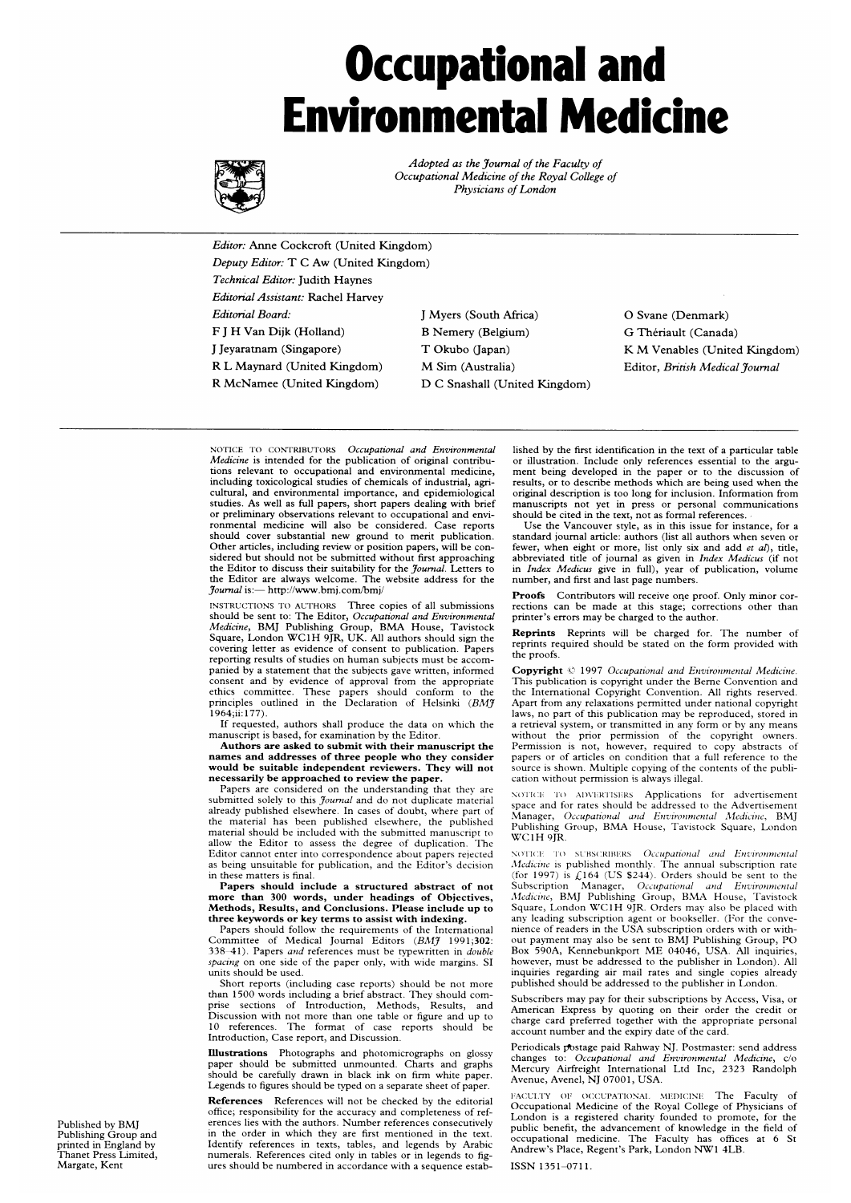# Occupational and Environmental Medicine

*Adopted as the Journal of the Faculty of Occupational Medicine of the Royal College of Physicians of London*

*Editor:* Anne Cockcroft (United Kingdom)
*Deputy Editor:* T C Aw (United Kingdom)
*Technical Editor:* Judith Haynes
*Editorial Assistant:* Rachel Harvey
*Editorial Board:*

F J H Van Dijk (Holland)
J Jeyaratnam (Singapore)
R L Maynard (United Kingdom)
R McNamee (United Kingdom)
J Myers (South Africa)
B Nemery (Belgium)
T Okubo (Japan)
M Sim (Australia)
D C Snashall (United Kingdom)
O Svane (Denmark)
G Thériault (Canada)
K M Venables (United Kingdom)
Editor, *British Medical Journal*

NOTICE TO CONTRIBUTORS *Occupational and Environmental Medicine* is intended for the publication of original contributions relevant to occupational and environmental medicine, including toxicological studies of chemicals of industrial, agricultural, and environmental importance, and epidemiological studies. As well as full papers, short papers dealing with brief or preliminary observations relevant to occupational and environmental medicine will also be considered. Case reports should cover substantial new ground to merit publication. Other articles, including review or position papers, will be considered but should not be submitted without first approaching the Editor to discuss their suitability for the *Journal*. Letters to the Editor are always welcome. The website address for the *Journal* is:— http://www.bmj.com/bmj/

INSTRUCTIONS TO AUTHORS Three copies of all submissions should be sent to: The Editor, *Occupational and Environmental Medicine*, BMJ Publishing Group, BMA House, Tavistock Square, London WC1H 9JR, UK. All authors should sign the covering letter as evidence of consent to publication. Papers reporting results of studies on human subjects must be accompanied by a statement that the subjects gave written, informed consent and by evidence of approval from the appropriate ethics committee. These papers should conform to the principles outlined in the Declaration of Helsinki (*BMJ* 1964;ii:177).

If requested, authors shall produce the data on which the manuscript is based, for examination by the Editor.

**Authors are asked to submit with their manuscript the names and addresses of three people who they consider would be suitable independent reviewers. They will not necessarily be approached to review the paper.**

Papers are considered on the understanding that they are submitted solely to this *Journal* and do not duplicate material already published elsewhere. In cases of doubt, where part of the material has been published elsewhere, the published material should be included with the submitted manuscript to allow the Editor to assess the degree of duplication. The Editor cannot enter into correspondence about papers rejected as being unsuitable for publication, and the Editor's decision in these matters is final.

**Papers should include a structured abstract of not more than 300 words, under headings of Objectives, Methods, Results, and Conclusions. Please include up to three keywords or key terms to assist with indexing.**

Papers should follow the requirements of the International Committee of Medical Journal Editors (*BMJ* 1991;**302**: 338–41). Papers *and* references must be typewritten in *double spacing* on one side of the paper only, with wide margins. SI units should be used.

Short reports (including case reports) should be not more than 1500 words including a brief abstract. They should comprise sections of Introduction, Methods, Results, and Discussion with not more than one table or figure and up to 10 references. The format of case reports should be Introduction, Case report, and Discussion.

**Illustrations** Photographs and photomicrographs on glossy paper should be submitted unmounted. Charts and graphs should be carefully drawn in black ink on firm white paper. Legends to figures should be typed on a separate sheet of paper.

**References** References will not be checked by the editorial office; responsibility for the accuracy and completeness of references lies with the authors. Number references consecutively in the order in which they are first mentioned in the text. Identify references in texts, tables, and legends by Arabic numerals. References cited only in tables or in legends to figures should be numbered in accordance with a sequence established by the first identification in the text of a particular table or illustration. Include only references essential to the argument being developed in the paper or to the discussion of results, or to describe methods which are being used when the original description is too long for inclusion. Information from manuscripts not yet in press or personal communications should be cited in the text, not as formal references.

Use the Vancouver style, as in this issue for instance, for a standard journal article: authors (list all authors when seven or fewer, when eight or more, list only six and add *et al*), title, abbreviated title of journal as given in *Index Medicus* (if not in *Index Medicus* give in full), year of publication, volume number, and first and last page numbers.

**Proofs** Contributors will receive one proof. Only minor corrections can be made at this stage; corrections other than printer's errors may be charged to the author.

**Reprints** Reprints will be charged for. The number of reprints required should be stated on the form provided with the proofs.

**Copyright** © 1997 *Occupational and Environmental Medicine*. This publication is copyright under the Berne Convention and the International Copyright Convention. All rights reserved. Apart from any relaxations permitted under national copyright laws, no part of this publication may be reproduced, stored in a retrieval system, or transmitted in any form or by any means without the prior permission of the copyright owners. Permission is not, however, required to copy abstracts of papers or of articles on condition that a full reference to the source is shown. Multiple copying of the contents of the publication without permission is always illegal.

NOTICE TO ADVERTISERS Applications for advertisement space and for rates should be addressed to the Advertisement Manager, *Occupational and Environmental Medicine*, BMJ Publishing Group, BMA House, Tavistock Square, London WC1H 9JR.

NOTICE TO SUBSCRIBERS *Occupational and Environmental Medicine* is published monthly. The annual subscription rate (for 1997) is £164 (US $244). Orders should be sent to the Subscription Manager, *Occupational and Environmental Medicine*, BMJ Publishing Group, BMA House, Tavistock Square, London WC1H 9JR. Orders may also be placed with any leading subscription agent or bookseller. (For the convenience of readers in the USA subscription orders with or without payment may also be sent to BMJ Publishing Group, PO Box 590A, Kennebunkport ME 04046, USA. All inquiries, however, must be addressed to the publisher in London). All inquiries regarding air mail rates and single copies already published should be addressed to the publisher in London.

Subscribers may pay for their subscriptions by Access, Visa, or American Express by quoting on their order the credit or charge card preferred together with the appropriate personal account number and the expiry date of the card.

Periodicals postage paid Rahway NJ. Postmaster: send address changes to: *Occupational and Environmental Medicine*, c/o Mercury Airfreight International Ltd Inc, 2323 Randolph Avenue, Avenel, NJ 07001, USA.

FACULTY OF OCCUPATIONAL MEDICINE The Faculty of Occupational Medicine of the Royal College of Physicians of London is a registered charity founded to promote, for the public benefit, the advancement of knowledge in the field of occupational medicine. The Faculty has offices at 6 St Andrew's Place, Regent's Park, London NW1 4LB.

ISSN 1351–0711.

Published by BMJ Publishing Group and printed in England by Thanet Press Limited, Margate, Kent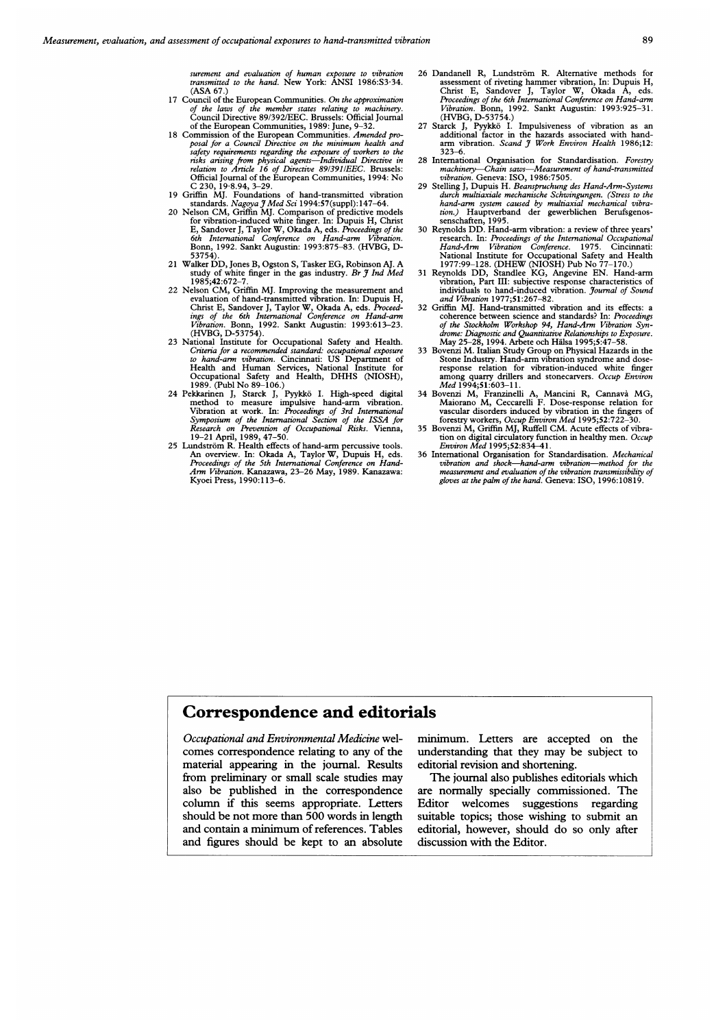surement and evaluation of human exposure to vibration transmitted to the hand*. New York: ANSI 1986:S3·34. (ASA 67.)

17 Council of the European Communities. *On the approximation of the laws of the member states relating to machinery*. Council Directive 89/392/EEC. Brussels: Official Journal of the European Communities, 1989: June, 9–32.

18 Commission of the European Communities. *Amended proposal for a Council Directive on the minimum health and safety requirements regarding the exposure of workers to the risks arising from physical agents—Individual Directive in relation to Article 16 of Directive 89/391/EEC*. Brussels: Official Journal of the European Communities, 1994: No C 230, 19·8.94, 3–29.

19 Griffin MJ. Foundations of hand-transmitted vibration standards. *Nagoya J Med Sci* 1994:57(suppl):147–64.

20 Nelson CM, Griffin MJ. Comparison of predictive models for vibration-induced white finger. In: Dupuis H, Christ E, Sandover J, Taylor W, Okada A, eds. *Proceedings of the 6th International Conference on Hand-arm Vibration*. Bonn, 1992. Sankt Augustin: 1993:875–83. (HVBG, D-53754).

21 Walker DD, Jones B, Ogston S, Tasker EG, Robinson AJ. A study of white finger in the gas industry. *Br J Ind Med* 1985;42:672–7.

22 Nelson CM, Griffin MJ. Improving the measurement and evaluation of hand-transmitted vibration. In: Dupuis H, Christ E, Sandover J, Taylor W, Okada A, eds. *Proceedings of the 6th International Conference on Hand-arm Vibration*. Bonn, 1992. Sankt Augustin: 1993:613–23. (HVBG, D-53754).

23 National Institute for Occupational Safety and Health. *Criteria for a recommended standard: occupational exposure to hand-arm vibration*. Cincinnati: US Department of Health and Human Services, National Institute for Occupational Safety and Health, DHHS (NIOSH), 1989. (Publ No 89–106.)

24 Pekkarinen J, Starck J, Pyykkö I. High-speed digital method to measure impulsive hand-arm vibration. Vibration at work. In: *Proceedings of 3rd International Symposium of the International Section of the ISSA for Research on Prevention of Occupational Risks*. Vienna, 19–21 April, 1989, 47–50.

25 Lundström R. Health effects of hand-arm percussive tools. An overview. In: Okada A, Taylor W, Dupuis H, eds. *Proceedings of the 5th International Conference on Hand-Arm Vibration*. Kanazawa, 23–26 May, 1989. Kanazawa: Kyoei Press, 1990:113–6.

26 Dandanell R, Lundström R. Alternative methods for assessment of riveting hammer vibration, In: Dupuis H, Christ E, Sandover J, Taylor W, Okada A, eds. *Proceedings of the 6th International Conference on Hand-arm Vibration*. Bonn, 1992. Sankt Augustin: 1993:925–31. (HVBG, D-53754.)

27 Starck J, Pyykkö I. Impulsiveness of vibration as an additional factor in the hazards associated with hand-arm vibration. *Scand J Work Environ Health* 1986;12: 323–6.

28 International Organisation for Standardisation. *Forestry machinery—Chain saws—Measurement of hand-transmitted vibration*. Geneva: ISO, 1986:7505.

29 Stelling J, Dupuis H. *Beanspruchung des Hand-Arm-Systems durch multiaxiale mechanische Schwingungen. (Stress to the hand-arm system caused by multiaxial mechanical vibration.)* Hauptverband der gewerblichen Berufsgenossenschaften, 1995.

30 Reynolds DD. Hand-arm vibration: a review of three years' research. In: *Proceedings of the International Occupational Hand-Arm Vibration Conference*. 1975. Cincinnati: National Institute for Occupational Safety and Health 1977:99–128. (DHEW (NIOSH) Pub No 77–170.)

31 Reynolds DD, Standlee KG, Angevine EN. Hand-arm vibration, Part III: subjective response characteristics of individuals to hand-induced vibration. *Journal of Sound and Vibration* 1977;51:267–82.

32 Griffin MJ. Hand-transmitted vibration and its effects: a coherence between science and standards? In: *Proceedings of the Stockholm Workshop 94, Hand-Arm Vibration Syndrome: Diagnostic and Quantitative Relationships to Exposure*. May 25–28, 1994. Arbete och Hälsa 1995;5:47–58.

33 Bovenzi M. Italian Study Group on Physical Hazards in the Stone Industry. Hand-arm vibration syndrome and dose-response relation for vibration-induced white finger among quarry drillers and stonecarvers. *Occup Environ Med* 1994;51:603–11.

34 Bovenzi M, Franzinelli A, Mancini R, Cannavà MG, Maiorano M, Ceccarelli F. Dose-response relation for vascular disorders induced by vibration in the fingers of forestry workers, *Occup Environ Med* 1995;52:722–30.

35 Bovenzi M, Griffin MJ, Ruffell CM. Acute effects of vibration on digital circulatory function in healthy men. *Occup Environ Med* 1995;52:834–41.

36 International Organisation for Standardisation. *Mechanical vibration and shock—hand-arm vibration—method for the measurement and evaluation of the vibration transmissibility of gloves at the palm of the hand*. Geneva: ISO, 1996:10819.

## Correspondence and editorials

*Occupational and Environmental Medicine* welcomes correspondence relating to any of the material appearing in the journal. Results from preliminary or small scale studies may also be published in the correspondence column if this seems appropriate. Letters should be not more than 500 words in length and contain a minimum of references. Tables and figures should be kept to an absolute minimum. Letters are accepted on the understanding that they may be subject to editorial revision and shortening.

The journal also publishes editorials which are normally specially commissioned. The Editor welcomes suggestions regarding suitable topics; those wishing to submit an editorial, however, should do so only after discussion with the Editor.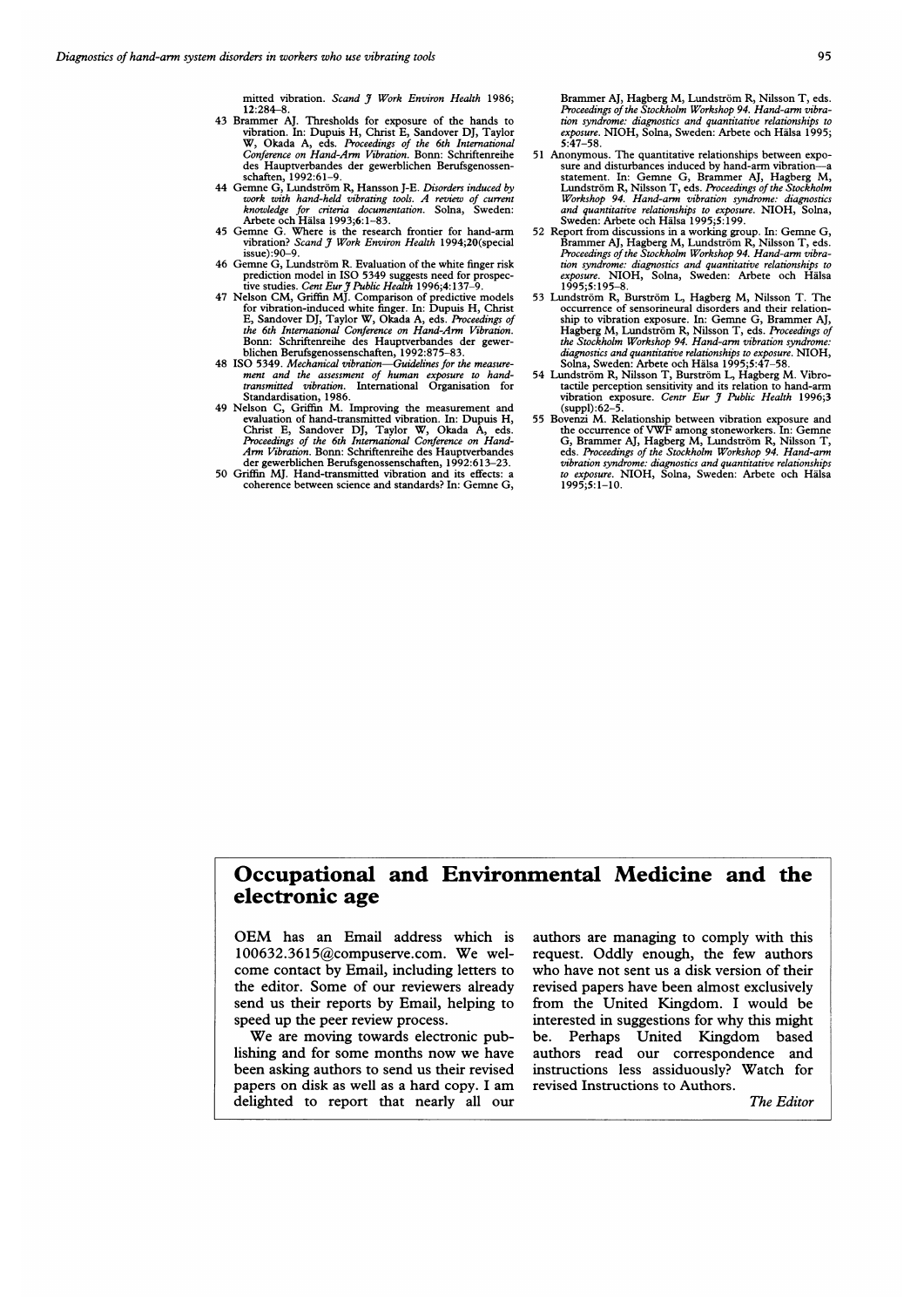mitted vibration. *Scand J Work Environ Health* 1986; 12:284–8.

43 Brammer AJ. Thresholds for exposure of the hands to vibration. In: Dupuis H, Christ E, Sandover DJ, Taylor W, Okada A, eds. *Proceedings of the 6th International Conference on Hand-Arm Vibration*. Bonn: Schriftenreihe des Hauptverbandes der gewerblichen Berufsgenossenschaften, 1992:61–9.

44 Gemne G, Lundström R, Hansson J-E. *Disorders induced by work with hand-held vibrating tools. A review of current knowledge for criteria documentation*. Solna, Sweden: Arbete och Hälsa 1993;6:1–83.

45 Gemne G. Where is the research frontier for hand-arm vibration? *Scand J Work Environ Health* 1994;**20**(special issue):90–9.

46 Gemne G, Lundström R. Evaluation of the white finger risk prediction model in ISO 5349 suggests need for prospective studies. *Cent Eur J Public Health* 1996;4:137–9.

47 Nelson CM, Griffin MJ. Comparison of predictive models for vibration-induced white finger. In: Dupuis H, Christ E, Sandover DJ, Taylor W, Okada A, eds. *Proceedings of the 6th International Conference on Hand-Arm Vibration*. Bonn: Schriftenreihe des Hauptverbandes der gewerblichen Berufsgenossenschaften, 1992:875–83.

48 ISO 5349. *Mechanical vibration—Guidelines for the measurement and the assessment of human exposure to hand-transmitted vibration*. International Organisation for Standardisation, 1986.

49 Nelson C, Griffin M. Improving the measurement and evaluation of hand-transmitted vibration. In: Dupuis H, Christ E, Sandover DJ, Taylor W, Okada A, eds. *Proceedings of the 6th International Conference on Hand-Arm Vibration*. Bonn: Schriftenreihe des Hauptverbandes der gewerblichen Berufsgenossenschaften, 1992:613–23.

50 Griffin MJ. Hand-transmitted vibration and its effects: a coherence between science and standards? In: Gemne G, Brammer AJ, Hagberg M, Lundström R, Nilsson T, eds. *Proceedings of the Stockholm Workshop 94. Hand-arm vibration syndrome: diagnostics and quantitative relationships to exposure*. NIOH, Solna, Sweden: Arbete och Hälsa 1995; 5:47–58.

51 Anonymous. The quantitative relationships between exposure and disturbances induced by hand-arm vibration—a statement. In: Gemne G, Brammer AJ, Hagberg M, Lundström R, Nilsson T, eds. *Proceedings of the Stockholm Workshop 94. Hand-arm vibration syndrome: diagnostics and quantitative relationships to exposure*. NIOH, Solna, Sweden: Arbete och Hälsa 1995;5:199.

52 Report from discussions in a working group. In: Gemne G, Brammer AJ, Hagberg M, Lundström R, Nilsson T, eds. *Proceedings of the Stockholm Workshop 94. Hand-arm vibration syndrome: diagnostics and quantitative relationships to exposure*. NIOH, Solna, Sweden: Arbete och Hälsa 1995;5:195–8.

53 Lundström R, Burström L, Hagberg M, Nilsson T. The occurrence of sensorineural disorders and their relationship to vibration exposure. In: Gemne G, Brammer AJ, Hagberg M, Lundström R, Nilsson T, eds. *Proceedings of the Stockholm Workshop 94. Hand-arm vibration syndrome: diagnostics and quantitative relationships to exposure*. NIOH, Solna, Sweden: Arbete och Hälsa 1995;5:47–58.

54 Lundström R, Nilsson T, Burström L, Hagberg M. Vibrotactile perception sensitivity and its relation to hand-arm vibration exposure. *Centr Eur J Public Health* 1996;3 (suppl):62–5.

55 Bovenzi M. Relationship between vibration exposure and the occurrence of VWF among stoneworkers. In: Gemne G, Brammer AJ, Hagberg M, Lundström R, Nilsson T, eds. *Proceedings of the Stockholm Workshop 94. Hand-arm vibration syndrome: diagnostics and quantitative relationships to exposure*. NIOH, Solna, Sweden: Arbete och Hälsa 1995;5:1–10.

# Occupational and Environmental Medicine and the electronic age

OEM has an Email address which is 100632.3615@compuserve.com. We welcome contact by Email, including letters to the editor. Some of our reviewers already send us their reports by Email, helping to speed up the peer review process.

We are moving towards electronic publishing and for some months now we have been asking authors to send us their revised papers on disk as well as a hard copy. I am delighted to report that nearly all our authors are managing to comply with this request. Oddly enough, the few authors who have not sent us a disk version of their revised papers have been almost exclusively from the United Kingdom. I would be interested in suggestions for why this might be. Perhaps United Kingdom based authors read our correspondence and instructions less assiduously? Watch for revised Instructions to Authors.

*The Editor*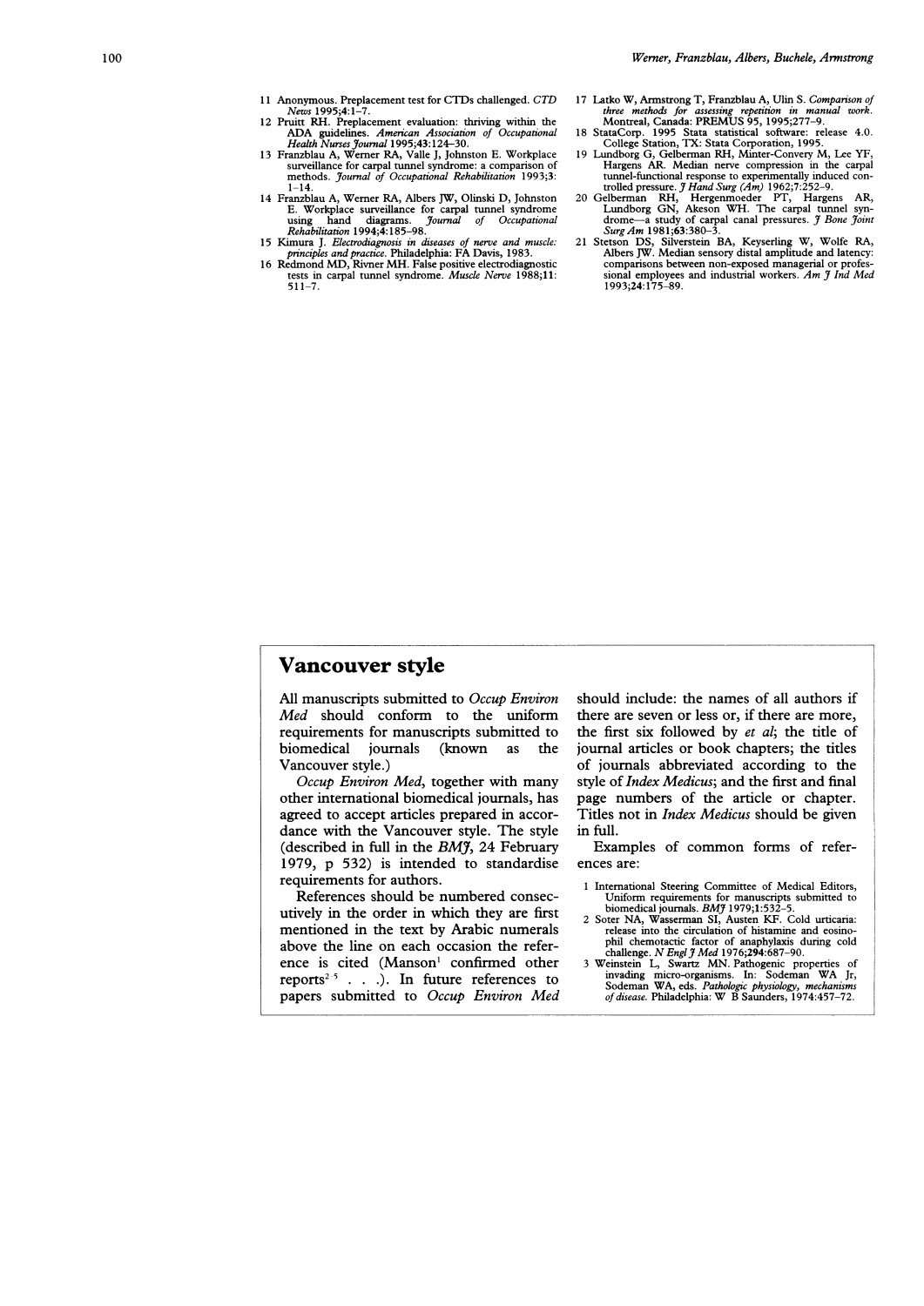11 Anonymous. Preplacement test for CTDs challenged. *CTD News* 1995;4:1–7.
12 Pruitt RH. Preplacement evaluation: thriving within the ADA guidelines. *American Association of Occupational Health Nurses Journal* 1995;43:124–30.
13 Franzblau A, Werner RA, Valle J, Johnston E. Workplace surveillance for carpal tunnel syndrome: a comparison of methods. *Journal of Occupational Rehabilitation* 1993;3: 1–14.
14 Franzblau A, Werner RA, Albers JW, Olinski D, Johnston E. Workplace surveillance for carpal tunnel syndrome using hand diagrams. *Journal of Occupational Rehabilitation* 1994;4:185–98.
15 Kimura J. *Electrodiagnosis in diseases of nerve and muscle: principles and practice.* Philadelphia: FA Davis, 1983.
16 Redmond MD, Rivner MH. False positive electrodiagnostic tests in carpal tunnel syndrome. *Muscle Nerve* 1988;11: 511–7.
17 Latko W, Armstrong T, Franzblau A, Ulin S. *Comparison of three methods for assessing repetition in manual work.* Montreal, Canada: PREMUS 95, 1995;277–9.
18 StataCorp. 1995 Stata statistical software: release 4.0. College Station, TX: Stata Corporation, 1995.
19 Lundborg G, Gelberman RH, Minter-Convery M, Lee YF, Hargens AR. Median nerve compression in the carpal tunnel-functional response to experimentally induced controlled pressure. *J Hand Surg (Am)* 1962;7:252–9.
20 Gelberman RH, Hergenmoeder PT, Hargens AR, Lundborg GN, Akeson WH. The carpal tunnel syndrome—a study of carpal canal pressures. *J Bone Joint Surg Am* 1981;63:380–3.
21 Stetson DS, Silverstein BA, Keyserling W, Wolfe RA, Albers JW. Median sensory distal amplitude and latency: comparisons between non-exposed managerial or professional employees and industrial workers. *Am J Ind Med* 1993;24:175–89.

## Vancouver style

All manuscripts submitted to *Occup Environ Med* should conform to the uniform requirements for manuscripts submitted to biomedical journals (known as the Vancouver style.)

*Occup Environ Med*, together with many other international biomedical journals, has agreed to accept articles prepared in accordance with the Vancouver style. The style (described in full in the *BMJ*, 24 February 1979, p 532) is intended to standardise requirements for authors.

References should be numbered consecutively in the order in which they are first mentioned in the text by Arabic numerals above the line on each occasion the reference is cited (Manson[1] confirmed other reports[2-5] . . .). In future references to papers submitted to *Occup Environ Med* should include: the names of all authors if there are seven or less or, if there are more, the first six followed by *et al*; the title of journal articles or book chapters; the titles of journals abbreviated according to the style of *Index Medicus*; and the first and final page numbers of the article or chapter. Titles not in *Index Medicus* should be given in full.

Examples of common forms of references are:

1 International Steering Committee of Medical Editors, Uniform requirements for manuscripts submitted to biomedical journals. *BMJ* 1979;1:532–5.
2 Soter NA, Wasserman SI, Austen KF. Cold urticaria: release into the circulation of histamine and eosinophil chemotactic factor of anaphylaxis during cold challenge. *N Engl J Med* 1976;294:687–90.
3 Weinstein L, Swartz MN. Pathogenic properties of invading micro-organisms. In: Sodeman WA Jr, Sodeman WA, eds. *Pathologic physiology, mechanisms of disease.* Philadelphia: W B Saunders, 1974:457–72.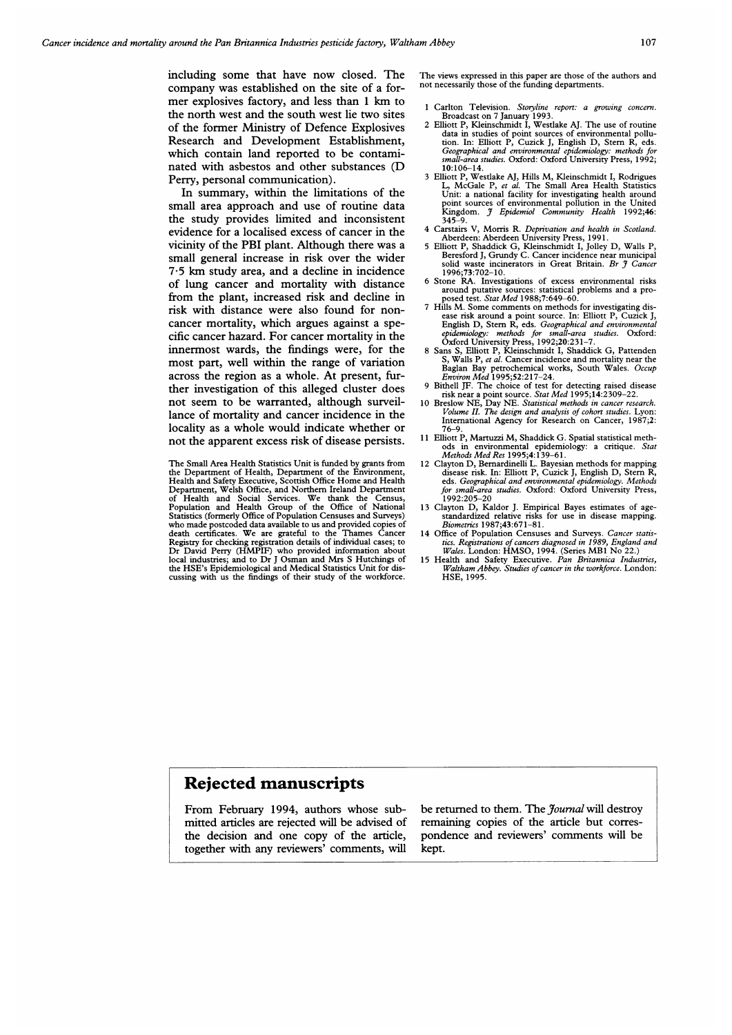including some that have now closed. The company was established on the site of a former explosives factory, and less than 1 km to the north west and the south west lie two sites of the former Ministry of Defence Explosives Research and Development Establishment, which contain land reported to be contaminated with asbestos and other substances (D Perry, personal communication).

In summary, within the limitations of the small area approach and use of routine data the study provides limited and inconsistent evidence for a localised excess of cancer in the vicinity of the PBI plant. Although there was a small general increase in risk over the wider 7·5 km study area, and a decline in incidence of lung cancer and mortality with distance from the plant, increased risk and decline in risk with distance were also found for non-cancer mortality, which argues against a specific cancer hazard. For cancer mortality in the innermost wards, the findings were, for the most part, well within the range of variation across the region as a whole. At present, further investigation of this alleged cluster does not seem to be warranted, although surveillance of mortality and cancer incidence in the locality as a whole would indicate whether or not the apparent excess risk of disease persists.

The Small Area Health Statistics Unit is funded by grants from the Department of Health, Department of the Environment, Health and Safety Executive, Scottish Office Home and Health Department, Welsh Office, and Northern Ireland Department of Health and Social Services. We thank the Census, Population and Health Group of the Office of National Statistics (formerly Office of Population Censuses and Surveys) who made postcoded data available to us and provided copies of death certificates. We are grateful to the Thames Cancer Registry for checking registration details of individual cases; to Dr David Perry (HMPIF) who provided information about local industries; and to Dr J Osman and Mrs S Hutchings of the HSE's Epidemiological and Medical Statistics Unit for discussing with us the findings of their study of the workforce.

The views expressed in this paper are those of the authors and not necessarily those of the funding departments.

1. Carlton Television. *Storyline report: a growing concern.* Broadcast on 7 January 1993.
2. Elliott P, Kleinschmidt I, Westlake AJ. The use of routine data in studies of point sources of environmental pollution. In: Elliott P, Cuzick J, English D, Stern R, eds. *Geographical and environmental epidemiology: methods for small-area studies.* Oxford: Oxford University Press, 1992; 10:106–14.
3. Elliott P, Westlake AJ, Hills M, Kleinschmidt I, Rodrigues L, McGale P, *et al.* The Small Area Health Statistics Unit: a national facility for investigating health around point sources of environmental pollution in the United Kingdom. *J Epidemiol Community Health* 1992;46: 345–9.
4. Carstairs V, Morris R. *Deprivation and health in Scotland.* Aberdeen: Aberdeen University Press, 1991.
5. Elliott P, Shaddick G, Kleinschmidt I, Jolley D, Walls P, Beresford J, Grundy C. Cancer incidence near municipal solid waste incinerators in Great Britain. *Br J Cancer* 1996;73:702–10.
6. Stone RA. Investigations of excess environmental risks around putative sources: statistical problems and a proposed test. *Stat Med* 1988;7:649–60.
7. Hills M. Some comments on methods for investigating disease risk around a point source. In: Elliott P, Cuzick J, English D, Stern R, eds. *Geographical and environmental epidemiology: methods for small-area studies.* Oxford: Oxford University Press, 1992;20:231–7.
8. Sans S, Elliott P, Kleinschmidt I, Shaddick G, Pattenden S, Walls P, *et al.* Cancer incidence and mortality near the Baglan Bay petrochemical works, South Wales. *Occup Environ Med* 1995;52:217–24.
9. Bithell JF. The choice of test for detecting raised disease risk near a point source. *Stat Med* 1995;14:2309–22.
10. Breslow NE, Day NE. *Statistical methods in cancer research. Volume II. The design and analysis of cohort studies.* Lyon: International Agency for Research on Cancer, 1987;2: 76–9.
11. Elliott P, Martuzzi M, Shaddick G. Spatial statistical methods in environmental epidemiology: a critique. *Stat Methods Med Res* 1995;4:139–61.
12. Clayton D, Bernardinelli L. Bayesian methods for mapping disease risk. In: Elliott P, Cuzick J, English D, Stern R, eds. *Geographical and environmental epidemiology. Methods for small-area studies.* Oxford: Oxford University Press, 1992:205–20
13. Clayton D, Kaldor J. Empirical Bayes estimates of age-standardized relative risks for use in disease mapping. *Biometrics* 1987;43:671–81.
14. Office of Population Censuses and Surveys. *Cancer statistics. Registrations of cancers diagnosed in 1989, England and Wales.* London: HMSO, 1994. (Series MB1 No 22.)
15. Health and Safety Executive. *Pan Britannica Industries, Waltham Abbey. Studies of cancer in the workforce.* London: HSE, 1995.

## Rejected manuscripts

From February 1994, authors whose submitted articles are rejected will be advised of the decision and one copy of the article, together with any reviewers' comments, will be returned to them. The *Journal* will destroy remaining copies of the article but correspondence and reviewers' comments will be kept.